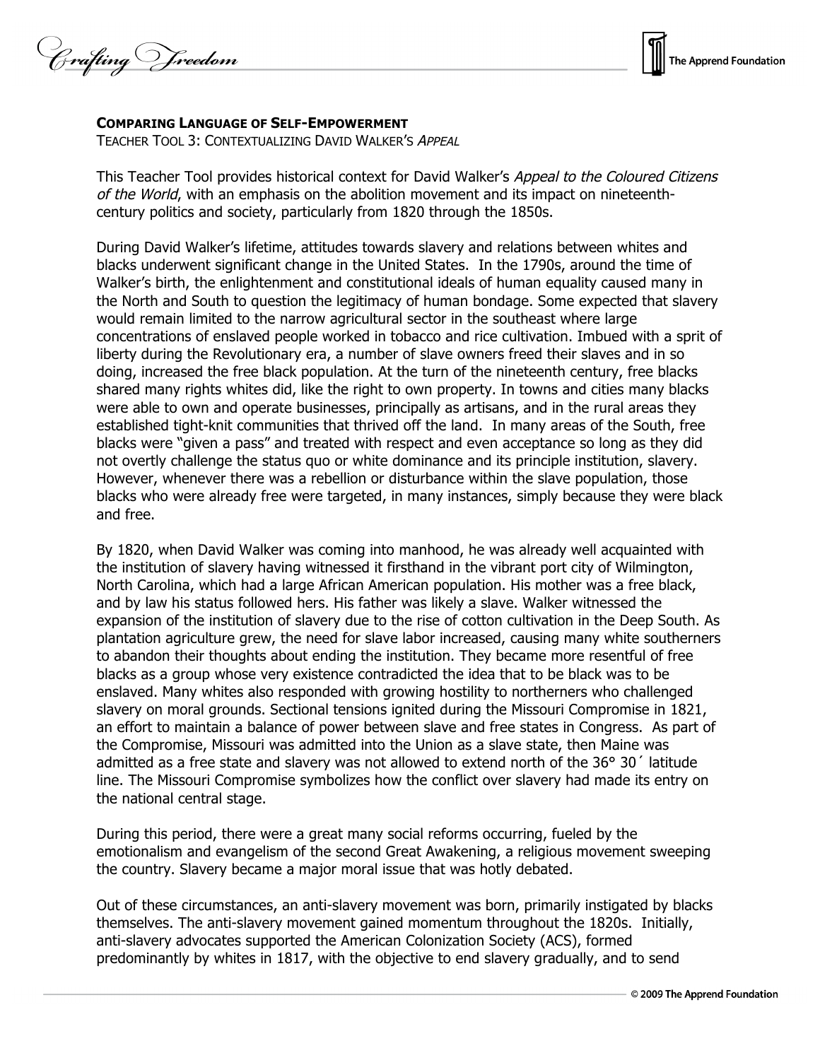**COMPARING LANGUAGE OF SELF-EMPOWERMENT**
TEACHER TOOL 3: CONTEXTUALIZING DAVID WALKER'S *APPEAL*

This Teacher Tool provides historical context for David Walker's *Appeal to the Coloured Citizens of the World*, with an emphasis on the abolition movement and its impact on nineteenth-century politics and society, particularly from 1820 through the 1850s.

During David Walker's lifetime, attitudes towards slavery and relations between whites and blacks underwent significant change in the United States. In the 1790s, around the time of Walker's birth, the enlightenment and constitutional ideals of human equality caused many in the North and South to question the legitimacy of human bondage. Some expected that slavery would remain limited to the narrow agricultural sector in the southeast where large concentrations of enslaved people worked in tobacco and rice cultivation. Imbued with a sprit of liberty during the Revolutionary era, a number of slave owners freed their slaves and in so doing, increased the free black population. At the turn of the nineteenth century, free blacks shared many rights whites did, like the right to own property. In towns and cities many blacks were able to own and operate businesses, principally as artisans, and in the rural areas they established tight-knit communities that thrived off the land. In many areas of the South, free blacks were "given a pass" and treated with respect and even acceptance so long as they did not overtly challenge the status quo or white dominance and its principle institution, slavery. However, whenever there was a rebellion or disturbance within the slave population, those blacks who were already free were targeted, in many instances, simply because they were black and free.

By 1820, when David Walker was coming into manhood, he was already well acquainted with the institution of slavery having witnessed it firsthand in the vibrant port city of Wilmington, North Carolina, which had a large African American population. His mother was a free black, and by law his status followed hers. His father was likely a slave. Walker witnessed the expansion of the institution of slavery due to the rise of cotton cultivation in the Deep South. As plantation agriculture grew, the need for slave labor increased, causing many white southerners to abandon their thoughts about ending the institution. They became more resentful of free blacks as a group whose very existence contradicted the idea that to be black was to be enslaved. Many whites also responded with growing hostility to northerners who challenged slavery on moral grounds. Sectional tensions ignited during the Missouri Compromise in 1821, an effort to maintain a balance of power between slave and free states in Congress. As part of the Compromise, Missouri was admitted into the Union as a slave state, then Maine was admitted as a free state and slavery was not allowed to extend north of the 36° 30´ latitude line. The Missouri Compromise symbolizes how the conflict over slavery had made its entry on the national central stage.

During this period, there were a great many social reforms occurring, fueled by the emotionalism and evangelism of the second Great Awakening, a religious movement sweeping the country. Slavery became a major moral issue that was hotly debated.

Out of these circumstances, an anti-slavery movement was born, primarily instigated by blacks themselves. The anti-slavery movement gained momentum throughout the 1820s. Initially, anti-slavery advocates supported the American Colonization Society (ACS), formed predominantly by whites in 1817, with the objective to end slavery gradually, and to send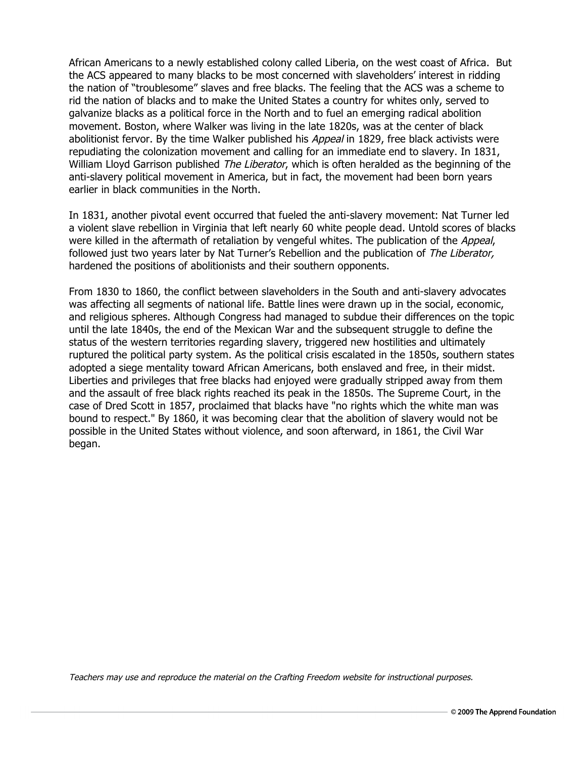African Americans to a newly established colony called Liberia, on the west coast of Africa. But the ACS appeared to many blacks to be most concerned with slaveholders' interest in ridding the nation of "troublesome" slaves and free blacks. The feeling that the ACS was a scheme to rid the nation of blacks and to make the United States a country for whites only, served to galvanize blacks as a political force in the North and to fuel an emerging radical abolition movement. Boston, where Walker was living in the late 1820s, was at the center of black abolitionist fervor. By the time Walker published his *Appeal* in 1829, free black activists were repudiating the colonization movement and calling for an immediate end to slavery. In 1831, William Lloyd Garrison published *The Liberator*, which is often heralded as the beginning of the anti-slavery political movement in America, but in fact, the movement had been born years earlier in black communities in the North.

In 1831, another pivotal event occurred that fueled the anti-slavery movement: Nat Turner led a violent slave rebellion in Virginia that left nearly 60 white people dead. Untold scores of blacks were killed in the aftermath of retaliation by vengeful whites. The publication of the *Appeal*, followed just two years later by Nat Turner's Rebellion and the publication of *The Liberator,* hardened the positions of abolitionists and their southern opponents.

From 1830 to 1860, the conflict between slaveholders in the South and anti-slavery advocates was affecting all segments of national life. Battle lines were drawn up in the social, economic, and religious spheres. Although Congress had managed to subdue their differences on the topic until the late 1840s, the end of the Mexican War and the subsequent struggle to define the status of the western territories regarding slavery, triggered new hostilities and ultimately ruptured the political party system. As the political crisis escalated in the 1850s, southern states adopted a siege mentality toward African Americans, both enslaved and free, in their midst. Liberties and privileges that free blacks had enjoyed were gradually stripped away from them and the assault of free black rights reached its peak in the 1850s. The Supreme Court, in the case of Dred Scott in 1857, proclaimed that blacks have "no rights which the white man was bound to respect." By 1860, it was becoming clear that the abolition of slavery would not be possible in the United States without violence, and soon afterward, in 1861, the Civil War began.

*Teachers may use and reproduce the material on the Crafting Freedom website for instructional purposes.*

© 2009 The Apprend Foundation